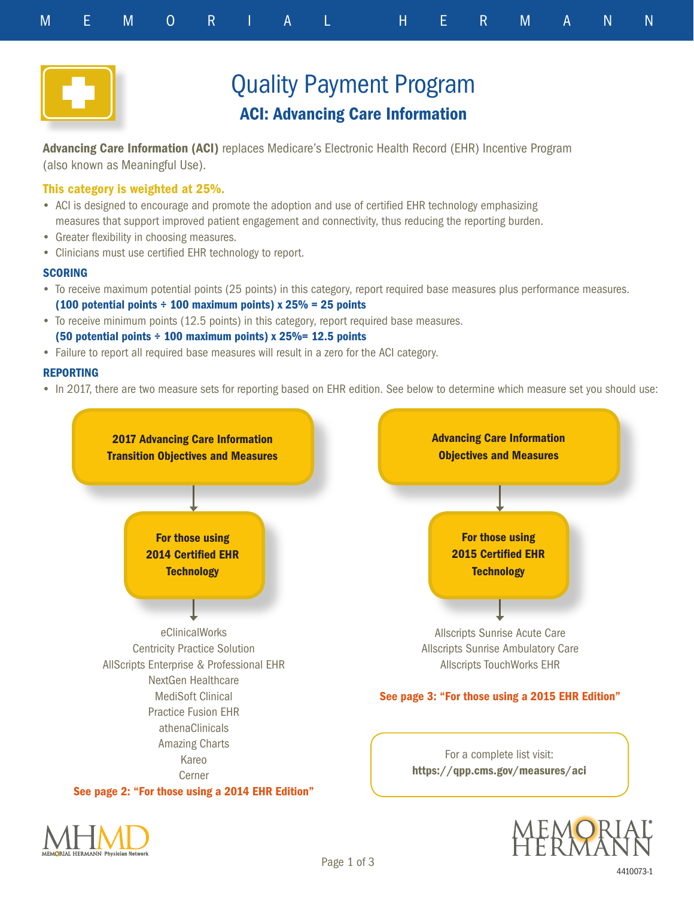# Quality Payment Program

## ACI: Advancing Care Information

**Advancing Care Information (ACI)** replaces Medicare's Electronic Health Record (EHR) Incentive Program (also known as Meaningful Use).

**This category is weighted at 25%.**

- ACI is designed to encourage and promote the adoption and use of certified EHR technology emphasizing measures that support improved patient engagement and connectivity, thus reducing the reporting burden.
- Greater flexibility in choosing measures.
- Clinicians must use certified EHR technology to report.

### SCORING

- To receive maximum potential points (25 points) in this category, report required base measures plus performance measures.
  **(100 potential points ÷ 100 maximum points) x 25% = 25 points**
- To receive minimum points (12.5 points) in this category, report required base measures.
  **(50 potential points ÷ 100 maximum points) x 25%= 12.5 points**
- Failure to report all required base measures will result in a zero for the ACI category.

### REPORTING

- In 2017, there are two measure sets for reporting based on EHR edition. See below to determine which measure set you should use:

**2017 Advancing Care Information Transition Objectives and Measures**

↓

**For those using 2014 Certified EHR Technology**

↓

eClinicalWorks
Centricity Practice Solution
AllScripts Enterprise & Professional EHR
NextGen Healthcare
MediSoft Clinical
Practice Fusion EHR
athenaClinicals
Amazing Charts
Kareo
Cerner

**See page 2: "For those using a 2014 EHR Edition"**

**Advancing Care Information Objectives and Measures**

↓

**For those using 2015 Certified EHR Technology**

↓

Allscripts Sunrise Acute Care
Allscripts Sunrise Ambulatory Care
Allscripts TouchWorks EHR

**See page 3: "For those using a 2015 EHR Edition"**

For a complete list visit:
**https://qpp.cms.gov/measures/aci**

MHMD MEMORIAL HERMANN Physician Network

MEMORIAL HERMANN

4410073-1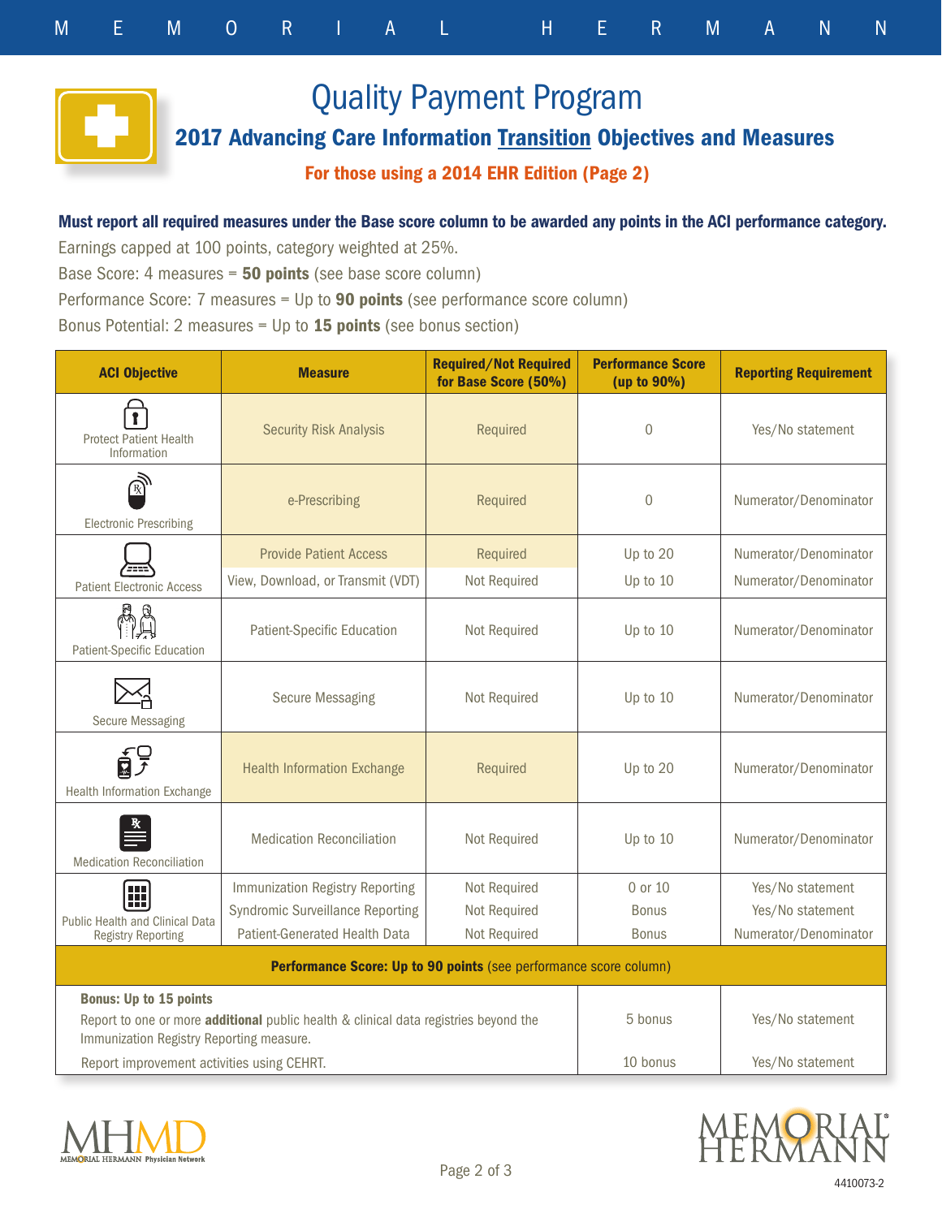# Quality Payment Program

## 2017 Advancing Care Information Transition Objectives and Measures

**For those using a 2014 EHR Edition (Page 2)**

**Must report all required measures under the Base score column to be awarded any points in the ACI performance category.**

Earnings capped at 100 points, category weighted at 25%.

Base Score: 4 measures = **50 points** (see base score column)

Performance Score: 7 measures = Up to **90 points** (see performance score column)

Bonus Potential: 2 measures = Up to **15 points** (see bonus section)

| ACI Objective | Measure | Required/Not Required for Base Score (50%) | Performance Score (up to 90%) | Reporting Requirement |
|---|---|---|---|---|
| Protect Patient Health Information | Security Risk Analysis | Required | 0 | Yes/No statement |
| Electronic Prescribing | e-Prescribing | Required | 0 | Numerator/Denominator |
| Patient Electronic Access | Provide Patient Access | Required | Up to 20 | Numerator/Denominator |
| | View, Download, or Transmit (VDT) | Not Required | Up to 10 | Numerator/Denominator |
| Patient-Specific Education | Patient-Specific Education | Not Required | Up to 10 | Numerator/Denominator |
| Secure Messaging | Secure Messaging | Not Required | Up to 10 | Numerator/Denominator |
| Health Information Exchange | Health Information Exchange | Required | Up to 20 | Numerator/Denominator |
| Medication Reconciliation | Medication Reconciliation | Not Required | Up to 10 | Numerator/Denominator |
| Public Health and Clinical Data Registry Reporting | Immunization Registry Reporting | Not Required | 0 or 10 | Yes/No statement |
| | Syndromic Surveillance Reporting | Not Required | Bonus | Yes/No statement |
| | Patient-Generated Health Data | Not Required | Bonus | Numerator/Denominator |
| **Performance Score: Up to 90 points** (see performance score column) | | | | |
| **Bonus: Up to 15 points** | | | | |
| Report to one or more **additional** public health & clinical data registries beyond the Immunization Registry Reporting measure. | | | 5 bonus | Yes/No statement |
| Report improvement activities using CEHRT. | | | 10 bonus | Yes/No statement |

4410073-2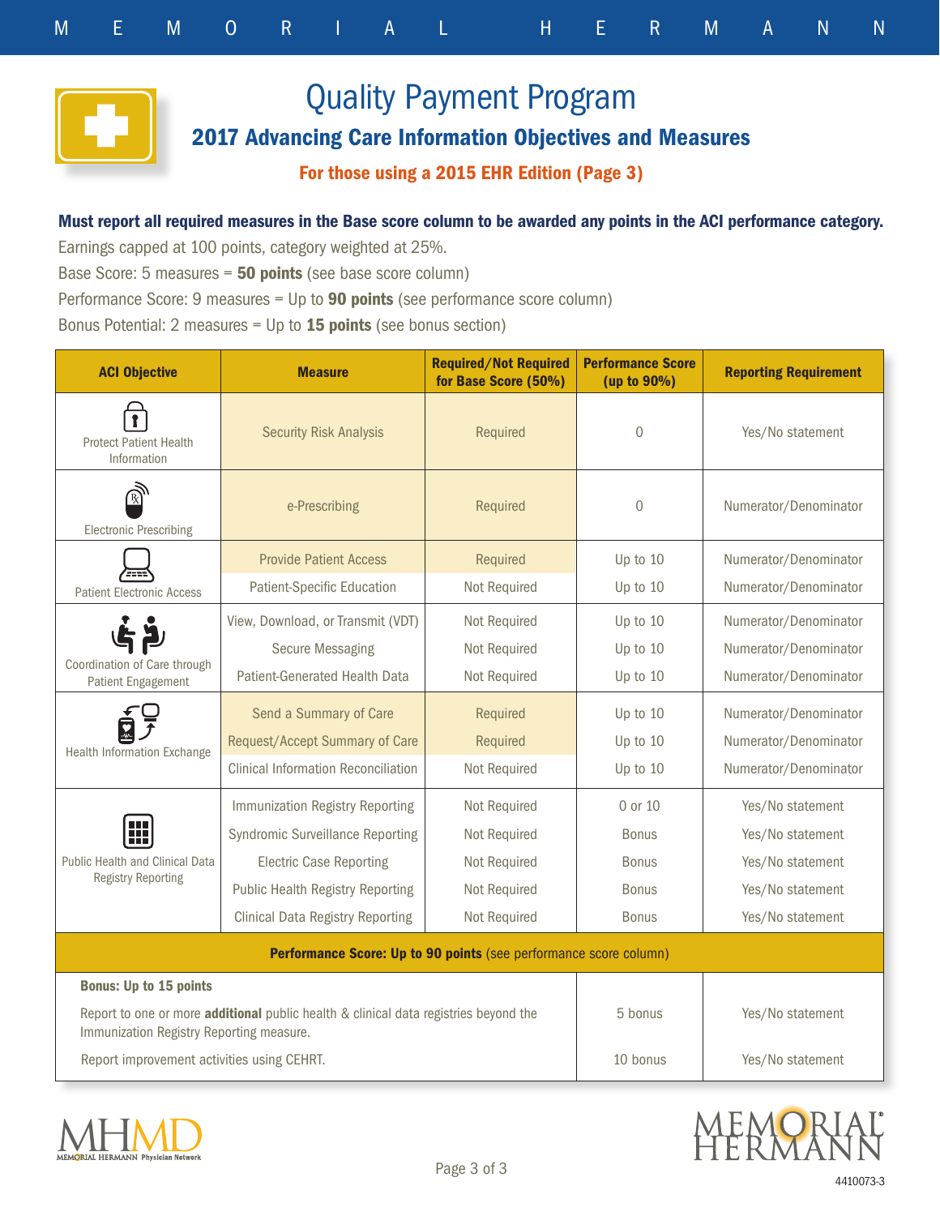# Quality Payment Program

## 2017 Advancing Care Information Objectives and Measures

### For those using a 2015 EHR Edition (Page 3)

**Must report all required measures in the Base score column to be awarded any points in the ACI performance category.**

Earnings capped at 100 points, category weighted at 25%.

Base Score: 5 measures = **50 points** (see base score column)

Performance Score: 9 measures = Up to **90 points** (see performance score column)

Bonus Potential: 2 measures = Up to **15 points** (see bonus section)

| ACI Objective | Measure | Required/Not Required for Base Score (50%) | Performance Score (up to 90%) | Reporting Requirement |
|---|---|---|---|---|
| Protect Patient Health Information | Security Risk Analysis | Required | 0 | Yes/No statement |
| Electronic Prescribing | e-Prescribing | Required | 0 | Numerator/Denominator |
| Patient Electronic Access | Provide Patient Access | Required | Up to 10 | Numerator/Denominator |
| | Patient-Specific Education | Not Required | Up to 10 | Numerator/Denominator |
| Coordination of Care through Patient Engagement | View, Download, or Transmit (VDT) | Not Required | Up to 10 | Numerator/Denominator |
| | Secure Messaging | Not Required | Up to 10 | Numerator/Denominator |
| | Patient-Generated Health Data | Not Required | Up to 10 | Numerator/Denominator |
| Health Information Exchange | Send a Summary of Care | Required | Up to 10 | Numerator/Denominator |
| | Request/Accept Summary of Care | Required | Up to 10 | Numerator/Denominator |
| | Clinical Information Reconciliation | Not Required | Up to 10 | Numerator/Denominator |
| Public Health and Clinical Data Registry Reporting | Immunization Registry Reporting | Not Required | 0 or 10 | Yes/No statement |
| | Syndromic Surveillance Reporting | Not Required | Bonus | Yes/No statement |
| | Electric Case Reporting | Not Required | Bonus | Yes/No statement |
| | Public Health Registry Reporting | Not Required | Bonus | Yes/No statement |
| | Clinical Data Registry Reporting | Not Required | Bonus | Yes/No statement |
| **Performance Score: Up to 90 points** (see performance score column) | | | | |
| **Bonus: Up to 15 points** | | | | |
| Report to one or more **additional** public health & clinical data registries beyond the Immunization Registry Reporting measure. | | | 5 bonus | Yes/No statement |
| Report improvement activities using CEHRT. | | | 10 bonus | Yes/No statement |

MHMD MEMORIAL HERMANN Physician Network

MEMORIAL HERMANN

4410073-3